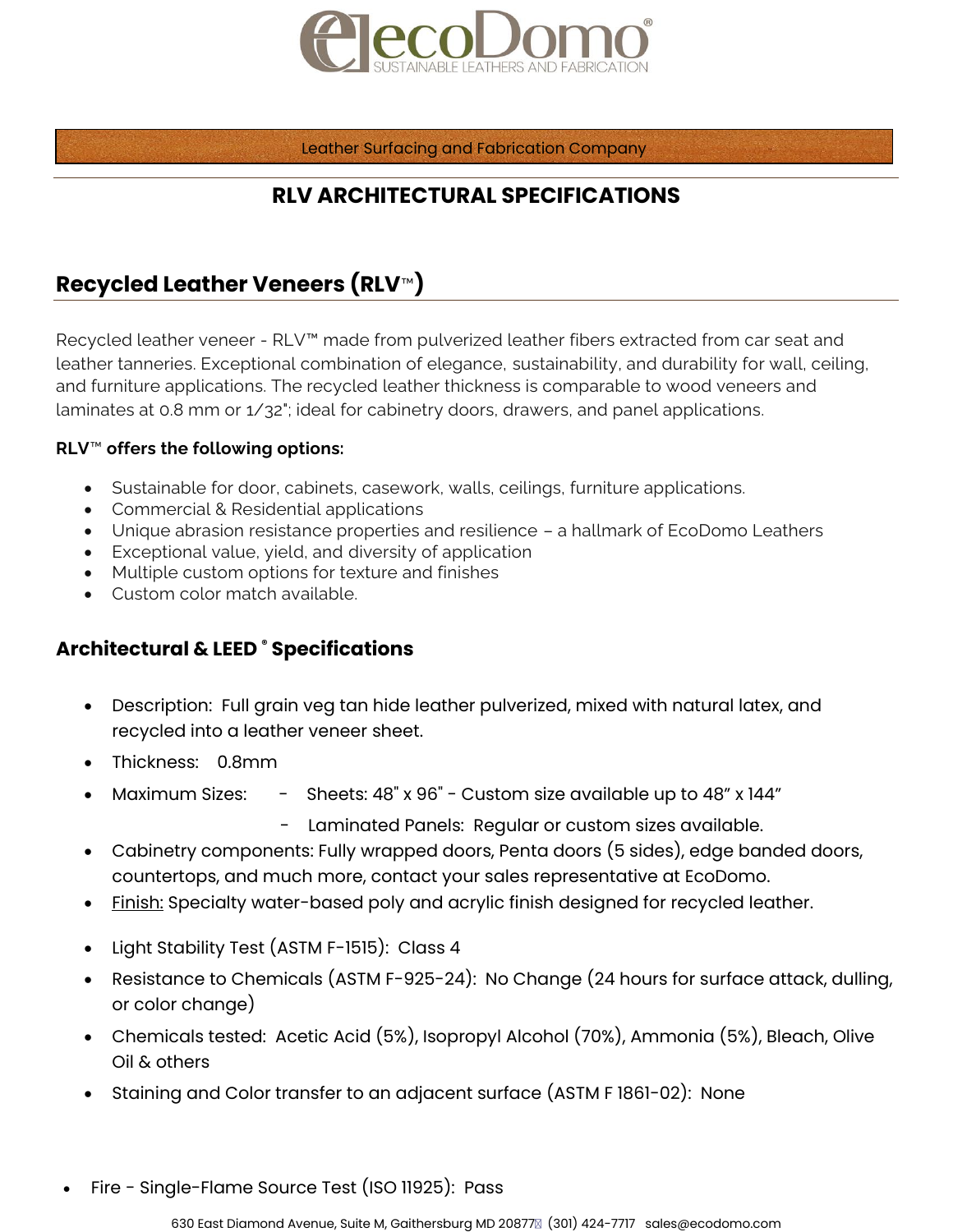ecoDomo®
SUSTAINABLE LEATHERS AND FABRICATION

Leather Surfacing and Fabrication Company

# RLV ARCHITECTURAL SPECIFICATIONS

## Recycled Leather Veneers (RLV™)

Recycled leather veneer - RLV™ made from pulverized leather fibers extracted from car seat and leather tanneries. Exceptional combination of elegance, sustainability, and durability for wall, ceiling, and furniture applications. The recycled leather thickness is comparable to wood veneers and laminates at 0.8 mm or 1/32"; ideal for cabinetry doors, drawers, and panel applications.

**RLV™ offers the following options:**

- Sustainable for door, cabinets, casework, walls, ceilings, furniture applications.
- Commercial & Residential applications
- Unique abrasion resistance properties and resilience – a hallmark of EcoDomo Leathers
- Exceptional value, yield, and diversity of application
- Multiple custom options for texture and finishes
- Custom color match available.

### Architectural & LEED® Specifications

- Description: Full grain veg tan hide leather pulverized, mixed with natural latex, and recycled into a leather veneer sheet.
- Thickness: 0.8mm
- Maximum Sizes:
  - Sheets: 48" x 96" - Custom size available up to 48" x 144"
  - Laminated Panels: Regular or custom sizes available.
- Cabinetry components: Fully wrapped doors, Penta doors (5 sides), edge banded doors, countertops, and much more, contact your sales representative at EcoDomo.
- Finish: Specialty water-based poly and acrylic finish designed for recycled leather.
- Light Stability Test (ASTM F-1515): Class 4
- Resistance to Chemicals (ASTM F-925-24): No Change (24 hours for surface attack, dulling, or color change)
- Chemicals tested: Acetic Acid (5%), Isopropyl Alcohol (70%), Ammonia (5%), Bleach, Olive Oil & others
- Staining and Color transfer to an adjacent surface (ASTM F 1861-02): None
- Fire - Single-Flame Source Test (ISO 11925): Pass

630 East Diamond Avenue, Suite M, Gaithersburg MD 20877 (301) 424-7717 sales@ecodomo.com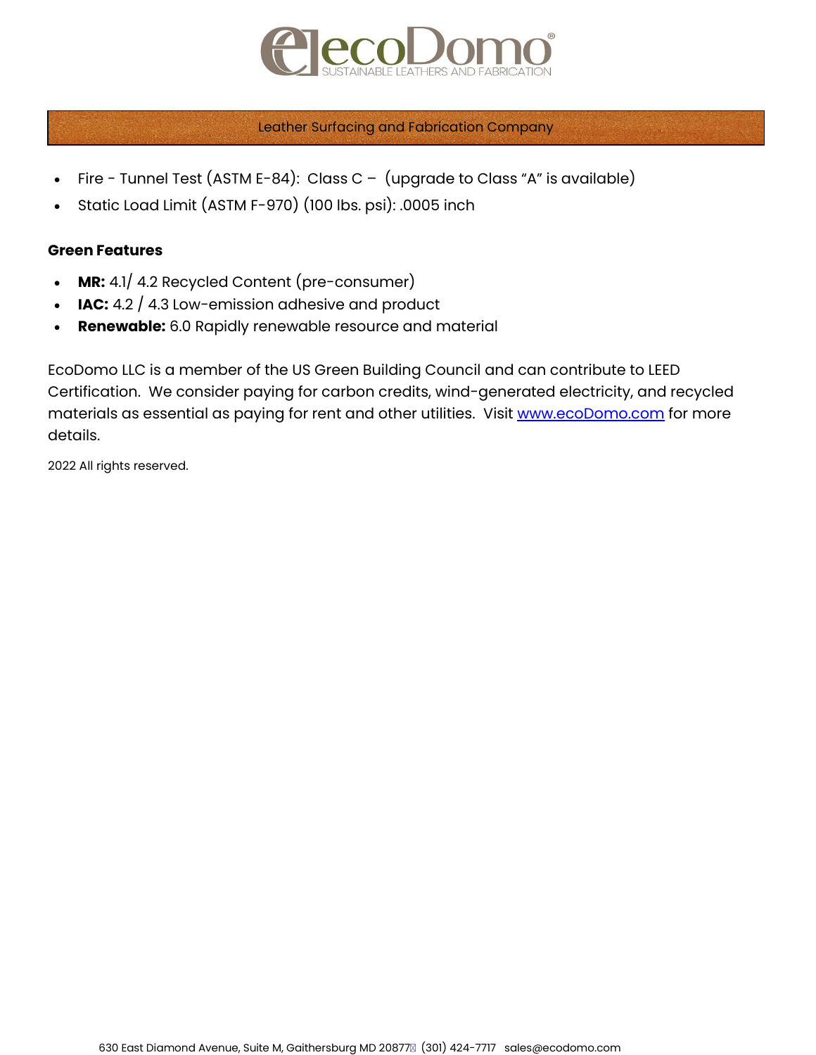- Fire - Tunnel Test (ASTM E-84): Class C – (upgrade to Class "A" is available)
- Static Load Limit (ASTM F-970) (100 lbs. psi): .0005 inch

**Green Features**

- **MR:** 4.1/ 4.2 Recycled Content (pre-consumer)
- **IAC:** 4.2 / 4.3 Low-emission adhesive and product
- **Renewable:** 6.0 Rapidly renewable resource and material

EcoDomo LLC is a member of the US Green Building Council and can contribute to LEED Certification. We consider paying for carbon credits, wind-generated electricity, and recycled materials as essential as paying for rent and other utilities. Visit www.ecoDomo.com for more details.

2022 All rights reserved.